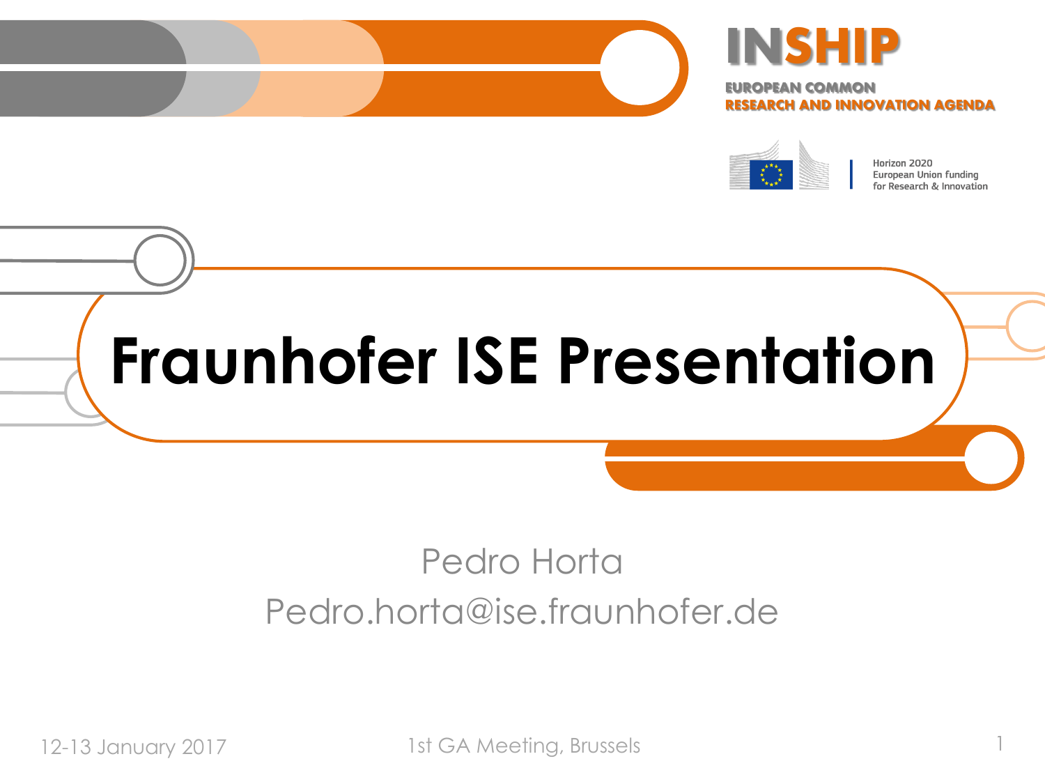**INSHIP**

EUROPEAN COMMON
RESEARCH AND INNOVATION AGENDA

Horizon 2020
European Union funding
for Research & Innovation

# Fraunhofer ISE Presentation

Pedro Horta
Pedro.horta@ise.fraunhofer.de

12-13 January 2017

1st GA Meeting, Brussels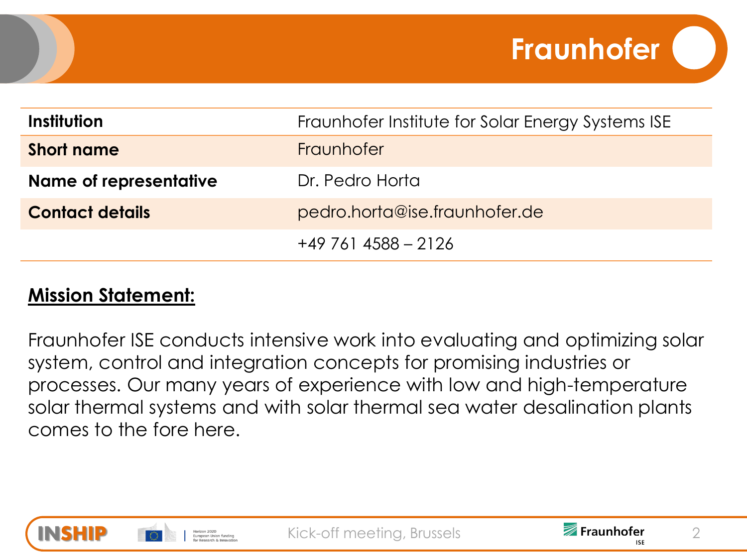# Fraunhofer

| Institution | Fraunhofer Institute for Solar Energy Systems ISE |
|---|---|
| Short name | Fraunhofer |
| Name of representative | Dr. Pedro Horta |
| Contact details | pedro.horta@ise.fraunhofer.de |
| | +49 761 4588 – 2126 |

## Mission Statement:

Fraunhofer ISE conducts intensive work into evaluating and optimizing solar system, control and integration concepts for promising industries or processes. Our many years of experience with low and high-temperature solar thermal systems and with solar thermal sea water desalination plants comes to the fore here.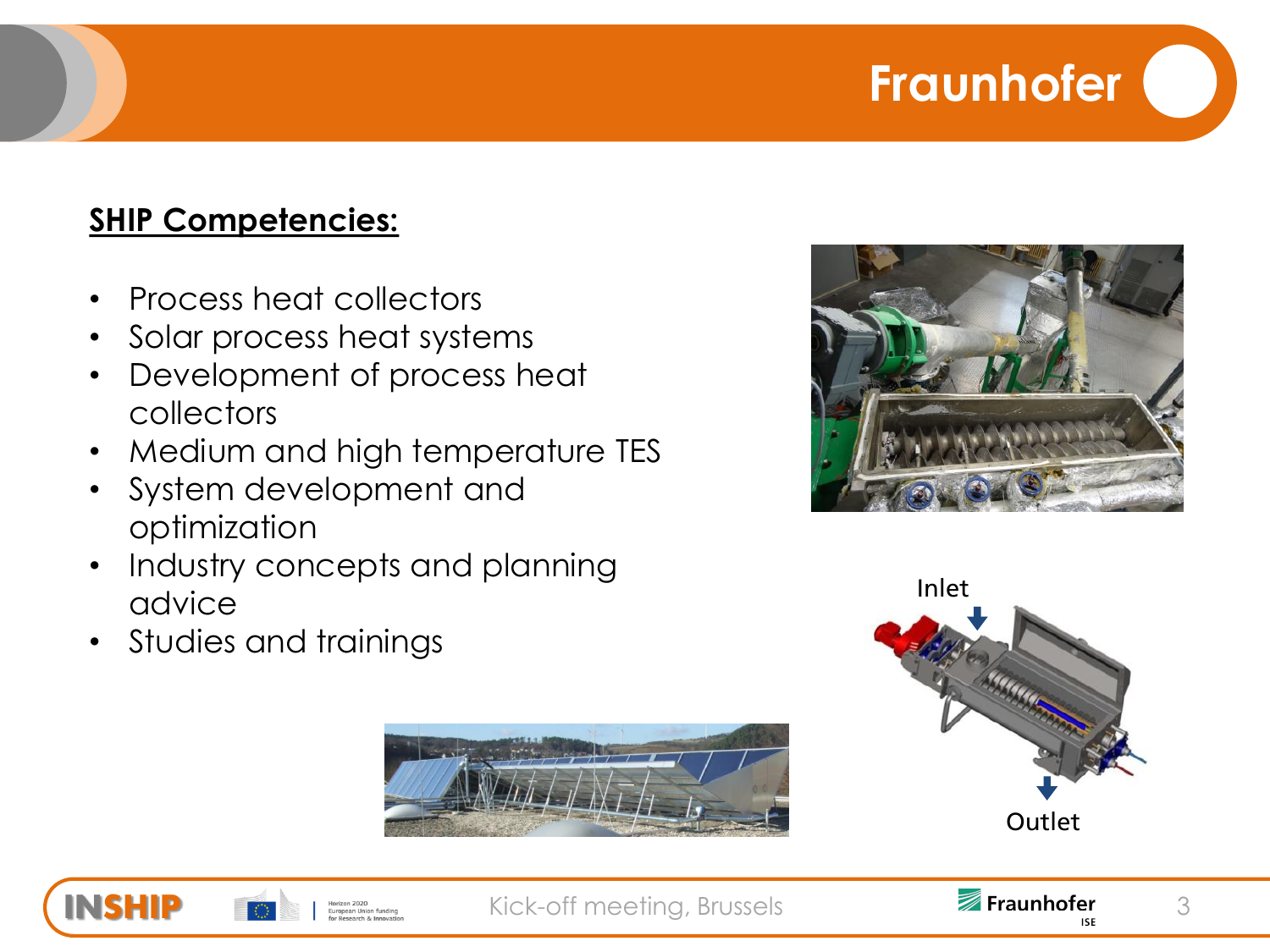## SHIP Competencies:

- Process heat collectors
- Solar process heat systems
- Development of process heat collectors
- Medium and high temperature TES
- System development and optimization
- Industry concepts and planning advice
- Studies and trainings

Inlet

Outlet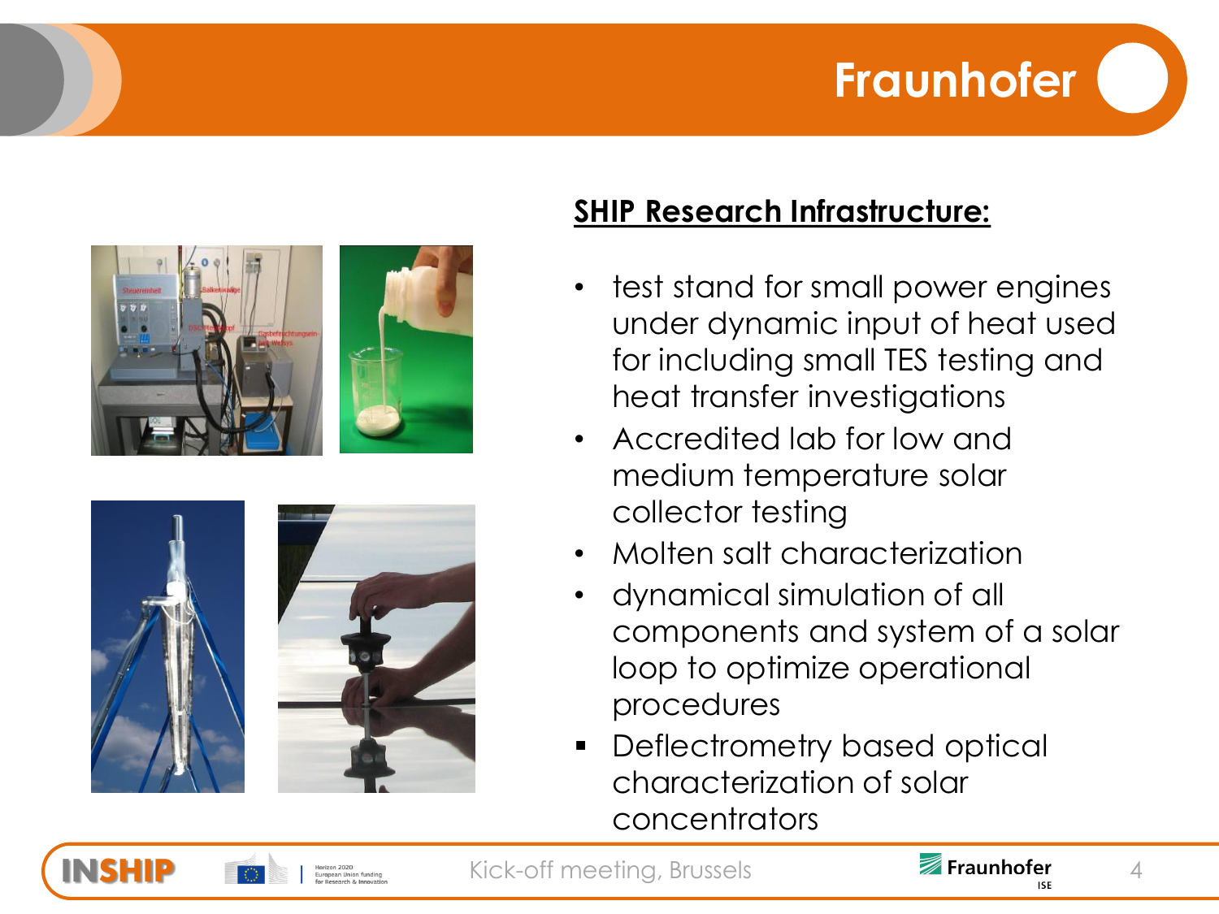## SHIP Research Infrastructure:

- test stand for small power engines under dynamic input of heat used for including small TES testing and heat transfer investigations
- Accredited lab for low and medium temperature solar collector testing
- Molten salt characterization
- dynamical simulation of all components and system of a solar loop to optimize operational procedures
- Deflectrometry based optical characterization of solar concentrators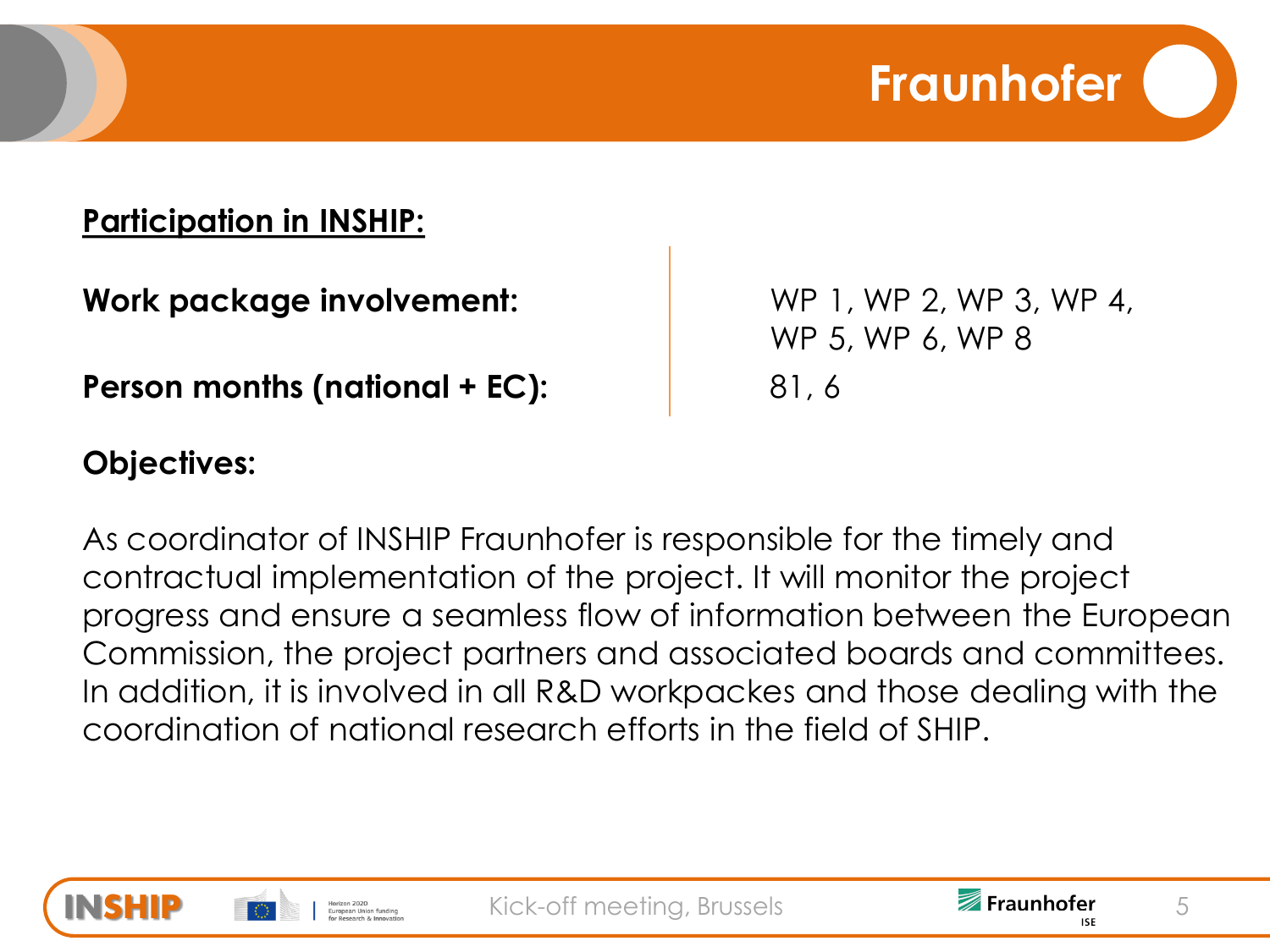# Fraunhofer

**<u>Participation in INSHIP:</u>**

| | |
|---|---|
| **Work package involvement:** | WP 1, WP 2, WP 3, WP 4, WP 5, WP 6, WP 8 |
| **Person months (national + EC):** | 81, 6 |

**Objectives:**

As coordinator of INSHIP Fraunhofer is responsible for the timely and contractual implementation of the project. It will monitor the project progress and ensure a seamless flow of information between the European Commission, the project partners and associated boards and committees. In addition, it is involved in all R&D workpackes and those dealing with the coordination of national research efforts in the field of SHIP.